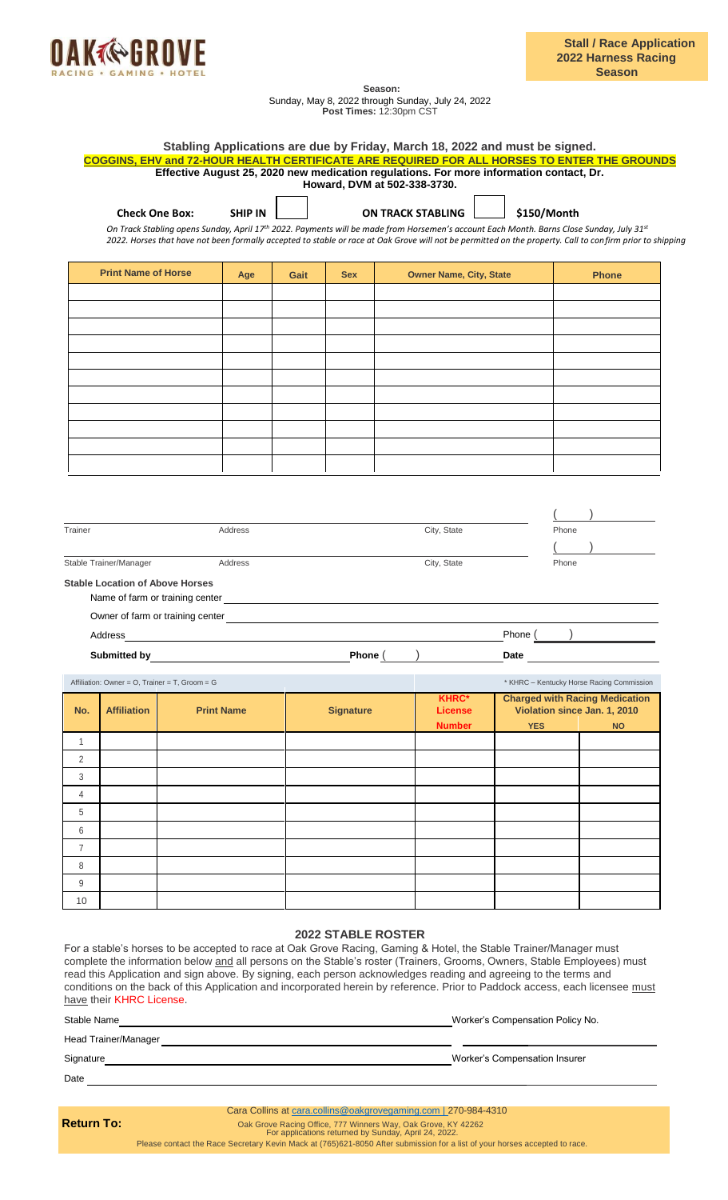OAK GROVE
RACING • GAMING • HOTEL

**Stall / Race Application**
**2022 Harness Racing Season**

**Season:**
Sunday, May 8, 2022 through Sunday, July 24, 2022
**Post Times:** 12:30pm CST

**Stabling Applications are due by Friday, March 18, 2022 and must be signed.**
**COGGINS, EHV and 72-HOUR HEALTH CERTIFICATE ARE REQUIRED FOR ALL HORSES TO ENTER THE GROUNDS**
**Effective August 25, 2020 new medication regulations. For more information contact, Dr. Howard, DVM at 502-338-3730.**

**Check One Box:** **SHIP IN** ☐ **ON TRACK STABLING** ☐ **$150/Month**

*On Track Stabling opens Sunday, April 17th 2022. Payments will be made from Horsemen's account Each Month. Barns Close Sunday, July 31st 2022. Horses that have not been formally accepted to stable or race at Oak Grove will not be permitted on the property. Call to confirm prior to shipping*

| Print Name of Horse | Age | Gait | Sex | Owner Name, City, State | Phone |
|---|---|---|---|---|---|
| | | | | | |
| | | | | | |
| | | | | | |
| | | | | | |
| | | | | | |
| | | | | | |
| | | | | | |
| | | | | | |
| | | | | | |
| | | | | | |
| | | | | | |

Trainer ________ Address ________ City, State ________ Phone ( )

Stable Trainer/Manager ________ Address ________ City, State ________ Phone ( )

**Stable Location of Above Horses**

Name of farm or training center ________

Owner of farm or training center ________

Address ________ Phone ( )

**Submitted by** ________ **Phone** ( ) **Date** ________

Affiliation: Owner = O, Trainer = T, Groom = G

\* KHRC – Kentucky Horse Racing Commission

| No. | Affiliation | Print Name | Signature | KHRC* License Number | Charged with Racing Medication Violation since Jan. 1, 2010 YES | NO |
|---|---|---|---|---|---|---|
| 1 | | | | | | |
| 2 | | | | | | |
| 3 | | | | | | |
| 4 | | | | | | |
| 5 | | | | | | |
| 6 | | | | | | |
| 7 | | | | | | |
| 8 | | | | | | |
| 9 | | | | | | |
| 10 | | | | | | |

## 2022 STABLE ROSTER

For a stable's horses to be accepted to race at Oak Grove Racing, Gaming & Hotel, the Stable Trainer/Manager must complete the information below and all persons on the Stable's roster (Trainers, Grooms, Owners, Stable Employees) must read this Application and sign above. By signing, each person acknowledges reading and agreeing to the terms and conditions on the back of this Application and incorporated herein by reference. Prior to Paddock access, each licensee must have their KHRC License.

Stable Name ________ Worker's Compensation Policy No. ________

Head Trainer/Manager ________

Signature ________ Worker's Compensation Insurer ________

Date ________

**Return To:**

Cara Collins at cara.collins@oakgrovegaming.com | 270-984-4310

Oak Grove Racing Office, 777 Winners Way, Oak Grove, KY 42262
For applications returned by Sunday, April 24, 2022.

Please contact the Race Secretary Kevin Mack at (765)621-8050 After submission for a list of your horses accepted to race.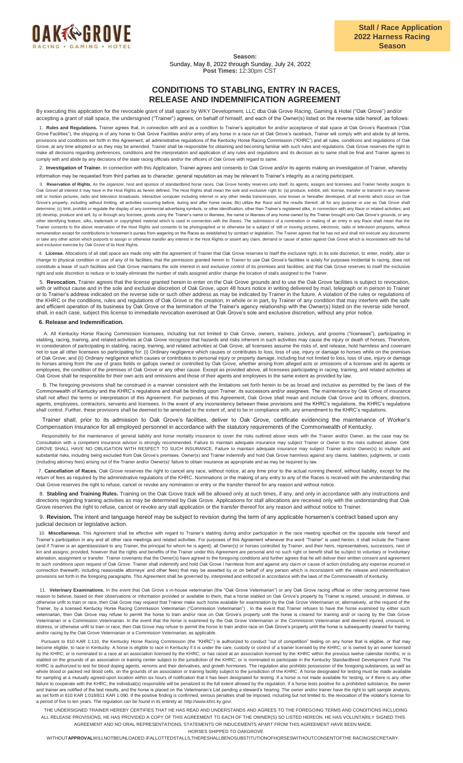**Stall / Race Application**
**2022 Harness Racing Season**

**Season:**
Sunday, May 8, 2022 through Sunday, July 24, 2022
**Post Times:** 12:30pm CST

# CONDITIONS TO STABLING, ENTRY IN RACES, RELEASE AND INDEMNIFICATION AGREEMENT

By executing this application for the revocable grant of stall space by WKY Development, LLC dba Oak Grove Racing, Gaming & Hotel ("Oak Grove") and/or accepting a grant of stall space, the undersigned ("Trainer") agrees, on behalf of himself, and each of the Owner(s) listed on the reverse side hereof, as follows:

1. **Rules and Regulations.** Trainer agrees that, in connection with and as a condition to Trainer's application for and/or acceptance of stall space at Oak Grove's Racetrack ("Oak Grove Facilities"), the shipping in of any horse to Oak Grove Facilities and/or entry of any horse in a race run at Oak Grove's racetrack, Trainer will comply with and abide by all terms, provisions and conditions set forth in this Agreement, all administrative regulations of the Kentucky Horse Racing Commission ("KHRC") and all rules, conditions and regulations of Oak Grove, at any time adopted or as they may be amended. Trainer shall be responsible for obtaining and becoming familiar with such rules and regulations. Oak Grove reserves the right to make all decisions regarding preferences, conditions and the interpretation and application of any rules and regulations and its decision as to same shall be final and Trainer agrees to comply with and abide by any decisions of the state racing officials and/or the officers of Oak Grove with regard to same.

2. **Investigation of Trainer.** In connection with this Application, Trainer agrees and consents to Oak Grove and/or its agents making an investigation of Trainer, whereby information may be requested from third parties as to character, general reputation as may be relevant to Trainer's integrity as a racing participant.

3. **Reservation of Rights.** As the organizer, host and sponsor of standardbred horse races, Oak Grove hereby reserves unto itself, its agents, assigns and licensees and Trainer hereby assigns to Oak Grovel all interest it may have in the Host Rights as herein defined. The Host Rights shall mean the sole and exclusive right to: (a) produce, exhibit, sell, license, transfer or transmit in any manner still or motion pictures, radio and television broadcasts, interactive computer including internet or any other media transmission, now known or hereafter developed, of all events which occur on Oak Grove's property, including without limiting, all activities occurring before, during and after horse races; 6b) utilize the Race and the results thereof, all for any purpose or use as Oak Grove shall determine; (c) limit, prohibit or regulate the display of any commercial advertising symbols, or other identification, other than Trainer's registered silks, in connection with any Race or related activities; and (d) develop, produce and sell, by or through any licensee, goods using the Trainer's name or likeness, the name or likeness of any horse owned by the Trainer brought onto Oak Grove's grounds, or any other identifying feature, silks, trademark or copyrighted material which is used in connection with the Races. The submission of a nomination or making of an entry in any Race shall mean that the Trainer consents to the above reservation of the Host Rights and consents to be photographed or to otherwise be a subject of still or moving pictures, electronic, radio or television programs, without remuneration except for contributions to horsemen's purses from wagering on the Races as established by contract or legislation. The Trainer agrees that he has not and shall not execute any documents or take any other action which purports to assign or otherwise transfer any interest in the Host Rights or assert any claim, demand or cause of action against Oak Grove which is inconsistent with the full and exclusive exercise by Oak Grove of its Host Rights.

4. **License.** Allocations of all stall space are made only with the agreement of Trainer that Oak Grove reserves to itself the exclusive right, in its sole discretion, to enter, modify, alter or change to physical condition or use of any of its facilities; that the permission granted herein to Trainer to use Oak Grove's facilities is solely for purposes incidental to racing, does not constitute a lease of such facilities and Oak Grove maintains the sole interest in and exclusive control of its premises and facilities; and that Oak Grove reserves to itself the exclusive right and sole discretion to reduce or to totally eliminate the number of stalls assigned and/or change the location of stalls assigned to the Trainer.

5. **Revocation.** Trainer agrees that the license granted herein to enter on the Oak Grove grounds and to use the Oak Grove facilities is subject to revocation, with or without cause and in the sole and exclusive discretion of Oak Grove, upon 48 hours notice in writing delivered by mail, telegraph or in person to Trainer or to Trainer's address indicated on the reverse side or such other address as may be indicated by Trainer in the future. A violation of the rules or regulations of the KHRC or the conditions, rules and regulations of Oak Grove or the creation, in whole or in part, by Trainer of any condition that may interfere with the safe and efficient operation of its business by Oak Grove or the termination of the Trainer's agency relationship with the Owner(s) listed on the reverse side hereof, shall, in each case, subject this license to immediate revocation exercised at Oak Grove's sole and exclusive discretion, without any prior notice.

**6. Release and Indemnification.**

A. All Kentucky Horse Racing Commission licensees, including but not limited to Oak Grove, owners, trainers, jockeys, and grooms ("licensees"), participating in stabling, racing, training, and related activities at Oak Grove recognize that hazards and risks inherent in such activities may cause the injury or death of horses. Therefore, in consideration of participating in stabling, racing, training, and related activities at Oak Grove, all licensees assume the risks of, and release, hold harmless and covenant not to sue all other licensees so participating for: (i) Ordinary negligence which causes or contributes to loss, loss of use, injury or damage to horses while on the premises of Oak Grove; and (ii) Ordinary negligence which causes or contributes to personal injury or property damage, including but not limited to loss, loss of use, injury or damage to horses arising from the use of grass fields or gallops owned or controlled by Oak Grove, whether arising from alleged acts or omissions of a licensee and its agents or employees, the condition of the premises of Oak Grove or any other cause. Except as provided above, all licensees participating in racing, training, and related activities at Oak Grove shall be responsible for their own acts and omissions and those of their agents and employees to the same extent as provided by law.

B. The foregoing provisions shall be construed in a manner consistent with the limitations set forth herein to be as broad and inclusive as permitted by the laws of the Commonwealth of Kentucky and the KHRC's regulations and shall be binding upon Trainer, its successors and/or assignees. The maintenance by Oak Grove of insurance shall not affect the terms or interpretation of this Agreement. For purposes of this Agreement, Oak Grove shall mean and include Oak Grove and its officers, directors, agents, employees, contractors, servants and licensees. In the event of any inconsistency between these provisions and the KHRC's regulations, the KHRC's regulations shall control. Further, these provisions shall be deemed to be amended to the extent of, and to be in compliance with, any amendment to the KHRC's regulations.

Trainer shall, prior to its admission to Oak Grove's facilities, deliver to Oak Grove, certificate evidencing the maintenance of Worker's Compensation Insurance for all employed personnel in accordance with the statutory requirements of the Commonwealth of Kentucky.

Responsibility for the maintenance of general liability and horse mortality insurance to cover the risks outlined above vests with the Trainer and/or Owner, as the case may be. Consultation with a competent insurance advisor is strongly recommended. Failure to maintain adequate insurance may subject Trainer or Owner to the risks outlined above. OAK GROVE SHALL HAVE NO OBLIGATION WITH RESPECT TO SUCH INSURANCE. Failure to maintain adequate insurance may subject Trainer and/or Owner(s) to multiple and substantial risks, including being excluded from Oak Grove's premises. Owner(s) and Trainer indemnify and hold Oak Grove harmless against any claims, liabilities, judgments, or costs (including attorney fees) arising out of the Trainer and/or Owner(s)' failure to obtain insurance as appropriate and as may be required by law.

7. **Cancellation of Races.** Oak Grove reserves the right to cancel any race, without notice, at any time prior to the actual running thereof, without liability, except for the return of fees as required by the administrative regulations of the KHRC. Nominations or the making of any entry to any of the Races is received with the understanding that Oak Grove reserves the right to refuse, cancel or revoke any nomination or entry or the transfer thereof for any reason and without notice.

8. **Stabling and Training Rules.** Training on the Oak Grove track will be allowed only at such times, if any, and only in accordance with any instructions and directions regarding training activities as may be determined by Oak Grove. Applications for stall allocations are received only with the understanding that Oak Grove reserves the right to refuse, cancel or revoke any stall application or the transfer thereof for any reason and without notice to Trainer.

9. **Revision.** The intent and language hereof may be subject to revision during the term of any applicable horsemen's contract based upon any judicial decision or legislative action.

10. **Miscellaneous.** This Agreement shall be effective with regard to Trainer's stabling during and/or participation in the race meeting specified on the opposite side hereof and Trainer's participation in any and all other race meetings and related activities. For purposes of this Agreement whenever the word "Trainer" is used herein, it shall include the Trainer (and if Trainer is an agent/assistant to any Trainer, the principal for whom he is agent), all Owner(s) or horses controlled by Trainer, and their heirs, representatives, successors, next of kin and assigns; provided, however that the rights and benefits of the Trainer under this Agreement are personal and no such right or benefit shall be subject to voluntary or involuntary alienation, assignment or transfer. Trainer covenants that the Owner(s) have agreed to the foregoing conditions and further agrees that he will deliver their written consent and agreement to such conditions upon request of Oak Grove. Trainer shall indemnify and hold Oak Grove l harmless from and against any claim or cause of action (including any expense incurred in connection therewith, including reasonable attorneys' and other fees) that may be asserted by or on behalf of any person which is inconsistent with the release and indemnification provisions set forth in the foregoing paragraphs. This Agreement shall be governed by, interpreted and enforced in accordance with the laws of the Commonwealth of Kentucky.

11. **Veterinary Examinations.** In the event that Oak Grove s in-house veterinarian (the "Oak Grove Veterinarian") or any Oak Grove racing official or other racing personnel have reason to believe, based on their observations or information provided or available to them, that a horse stabled on Oak Grove's property by Trainer is injured, unsound, in distress, or otherwise unfit to train or race, then Oak Grove may request that Trainer make such horse available for examination by the Oak Grove Veterinarian or, alternatively, at the request of the Trainer, by a licensed Kentucky Horse Racing Commission Veterinarian ("Commission Veterinarian") . In the event that Trainer refuses to have the horse examined by either such veterinarian, then Oak Grove may refuse to permit the horse to train and/or race on Oak Grove's property until the horse is cleared for training and/ or racing by the Oak Grove Veterinarian or a Commission Veterinarian. In the event that the horse is examined by the Oak Grove Veterinarian or the Commission Veterinarian and deemed injured, unsound, in distress, or otherwise unfit to train or race, then Oak Grove may refuse to permit the horse to train and/or race on Oak Grove's property until the horse is subsequently cleared for training and/or racing by the Oak Grove Veterinarian or a Commission Veterinarian, as applicable.

Pursuant to 810 KAR 1:110, the Kentucky Horse Racing Commission (the "KHRC") is authorized to conduct "out of competition" testing on any horse that is eligible, or that may become eligible, to race in Kentucky. A horse is eligible to race in Kentucky if it is under the care, custody or control of a trainer licensed by the KHRC; or is owned by an owner licensed by the KHRC; or is nominated to a race at an association licensed by the KHRC; or has raced at an association licensed by the KHRC within the previous twelve calendar months; or is stabled on the grounds of an association or training center subject to the jurisdiction of the KHRC; or is nominated to participate in the Kentucky Standardbred Development Fund. The KHRC is authorized to test for blood doping agents, venoms and their derivatives, and growth hormones. The regulation also prohibits possession of the foregoing substances, as well as whole blood or packed red blood cells, on the grounds of an association or training facility subject to the jurisdiction of the KHRC. A horse designated for testing must be made available for sampling at a mutually agreed-upon location within six hours of notification that it has been designated for testing. If a horse is not made available for testing, or if there is any other failure to cooperate with the KHRC, the individual(s) responsible will be penalized to the full extent allowed by the regulation. If a horse tests positive for a prohibited substance, the owner and trainer are notified of the test results, and the horse is placed on the Veterinarian's List pending a steward's hearing. The owner and/or trainer have the right to split sample analysis, as set forth in 810 KAR 1:018/811 KAR 1:090. If the positive finding is confirmed, serious penalties shall be imposed, including but not limited to, the revocation of the violator's license for a period of five to ten years. The regulation can be found in its entirety at: http://www.khrc.ky.gov/.

THE UNDERSIGNED TRAINER HEREBY CERTIFIES THAT HE HAS READ AND UNDERSTANDS AND AGREES TO THE FOREGOING TERMS AND CONDITIONS INCLUDING ALL RELEASE PROVISIONS, HE HAS PROVIDED A COPY OF THIS AGREEMENT TO EACH OF THE OWNER(S) SO LISTED HEREON. HE HAS VOLUNTARILY SIGNED THIS AGREEMENT AND NO ORAL REPRESENTATIONS, STATEMENTS OR INDUCEMENTS APART FROM THIS AGREEMENT HAVE BEEN MADE.

HORSES SHIPPED TO OAKGROVE

WITHOUT**APPROVAL**WILLNOTBEUNLOADED.IFALLOTTEDSTALLS,THERESHALLBENOSUBSTITUTIONOFHORSESWITHOUTCONSENTOFTHE RACINGSECRETARY.